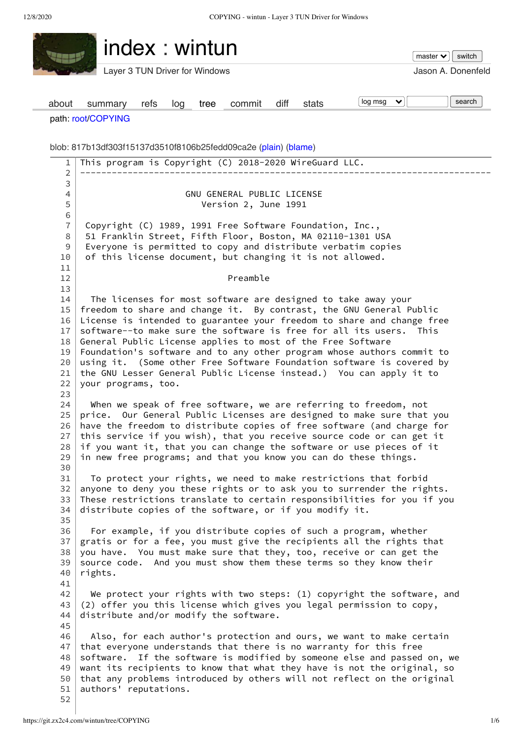# index : wintun

Layer 3 TUN Driver for Windows

Jason A. Donenfeld

about summary refs log tree commit diff stats

path: root/COPYING

blob: 817b13df303f15137d3510f8106b25fedd09ca2e (plain) (blame)

```
This program is Copyright (C) 2018-2020 WireGuard LLC.
-----------------------------------------------------------------------------


                    GNU GENERAL PUBLIC LICENSE
                       Version 2, June 1991

 Copyright (C) 1989, 1991 Free Software Foundation, Inc.,
 51 Franklin Street, Fifth Floor, Boston, MA 02110-1301 USA
 Everyone is permitted to copy and distribute verbatim copies
 of this license document, but changing it is not allowed.

                            Preamble

  The licenses for most software are designed to take away your
freedom to share and change it.  By contrast, the GNU General Public
License is intended to guarantee your freedom to share and change free
software--to make sure the software is free for all its users.  This
General Public License applies to most of the Free Software
Foundation's software and to any other program whose authors commit to
using it.  (Some other Free Software Foundation software is covered by
the GNU Lesser General Public License instead.)  You can apply it to
your programs, too.

  When we speak of free software, we are referring to freedom, not
price.  Our General Public Licenses are designed to make sure that you
have the freedom to distribute copies of free software (and charge for
this service if you wish), that you receive source code or can get it
if you want it, that you can change the software or use pieces of it
in new free programs; and that you know you can do these things.

  To protect your rights, we need to make restrictions that forbid
anyone to deny you these rights or to ask you to surrender the rights.
These restrictions translate to certain responsibilities for you if you
distribute copies of the software, or if you modify it.

  For example, if you distribute copies of such a program, whether
gratis or for a fee, you must give the recipients all the rights that
you have.  You must make sure that they, too, receive or can get the
source code.  And you must show them these terms so they know their
rights.

  We protect your rights with two steps: (1) copyright the software, and
(2) offer you this license which gives you legal permission to copy,
distribute and/or modify the software.

  Also, for each author's protection and ours, we want to make certain
that everyone understands that there is no warranty for this free
software.  If the software is modified by someone else and passed on, we
want its recipients to know that what they have is not the original, so
that any problems introduced by others will not reflect on the original
authors' reputations.

```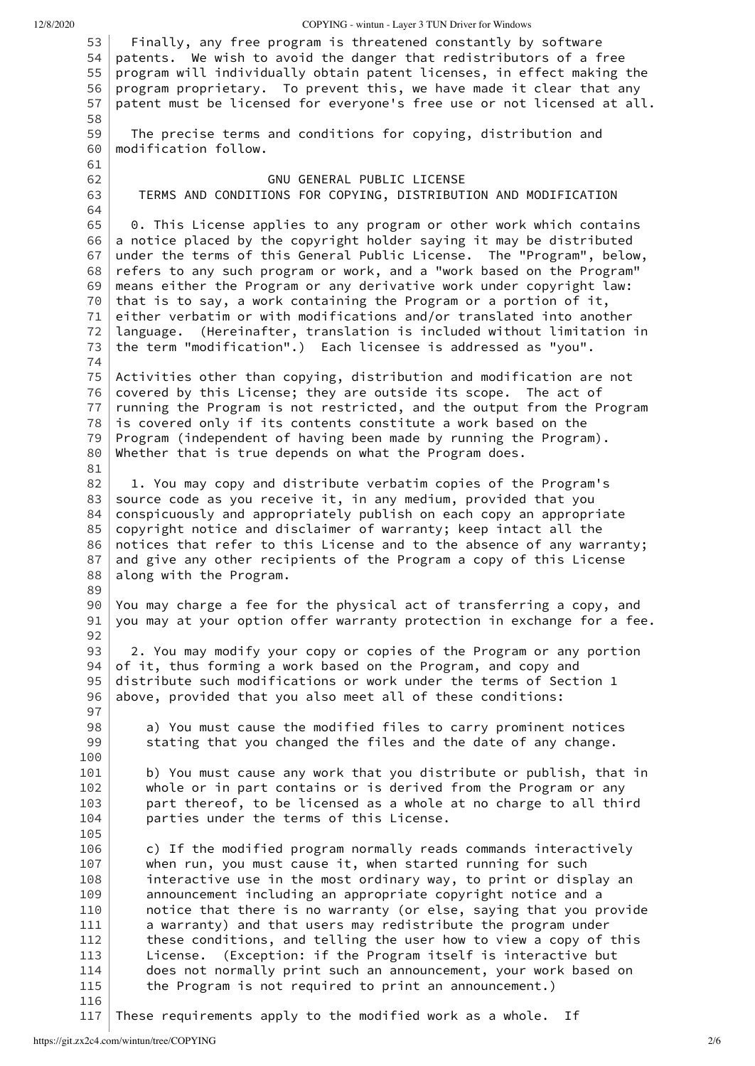Finally, any free program is threatened constantly by software patents. We wish to avoid the danger that redistributors of a free program will individually obtain patent licenses, in effect making the program proprietary. To prevent this, we have made it clear that any patent must be licensed for everyone's free use or not licensed at all.

The precise terms and conditions for copying, distribution and modification follow.

## GNU GENERAL PUBLIC LICENSE
### TERMS AND CONDITIONS FOR COPYING, DISTRIBUTION AND MODIFICATION

0. This License applies to any program or other work which contains a notice placed by the copyright holder saying it may be distributed under the terms of this General Public License. The "Program", below, refers to any such program or work, and a "work based on the Program" means either the Program or any derivative work under copyright law: that is to say, a work containing the Program or a portion of it, either verbatim or with modifications and/or translated into another language. (Hereinafter, translation is included without limitation in the term "modification".) Each licensee is addressed as "you".

Activities other than copying, distribution and modification are not covered by this License; they are outside its scope. The act of running the Program is not restricted, and the output from the Program is covered only if its contents constitute a work based on the Program (independent of having been made by running the Program). Whether that is true depends on what the Program does.

1. You may copy and distribute verbatim copies of the Program's source code as you receive it, in any medium, provided that you conspicuously and appropriately publish on each copy an appropriate copyright notice and disclaimer of warranty; keep intact all the notices that refer to this License and to the absence of any warranty; and give any other recipients of the Program a copy of this License along with the Program.

You may charge a fee for the physical act of transferring a copy, and you may at your option offer warranty protection in exchange for a fee.

2. You may modify your copy or copies of the Program or any portion of it, thus forming a work based on the Program, and copy and distribute such modifications or work under the terms of Section 1 above, provided that you also meet all of these conditions:

  a) You must cause the modified files to carry prominent notices stating that you changed the files and the date of any change.

  b) You must cause any work that you distribute or publish, that in whole or in part contains or is derived from the Program or any part thereof, to be licensed as a whole at no charge to all third parties under the terms of this License.

  c) If the modified program normally reads commands interactively when run, you must cause it, when started running for such interactive use in the most ordinary way, to print or display an announcement including an appropriate copyright notice and a notice that there is no warranty (or else, saying that you provide a warranty) and that users may redistribute the program under these conditions, and telling the user how to view a copy of this License. (Exception: if the Program itself is interactive but does not normally print such an announcement, your work based on the Program is not required to print an announcement.)

These requirements apply to the modified work as a whole. If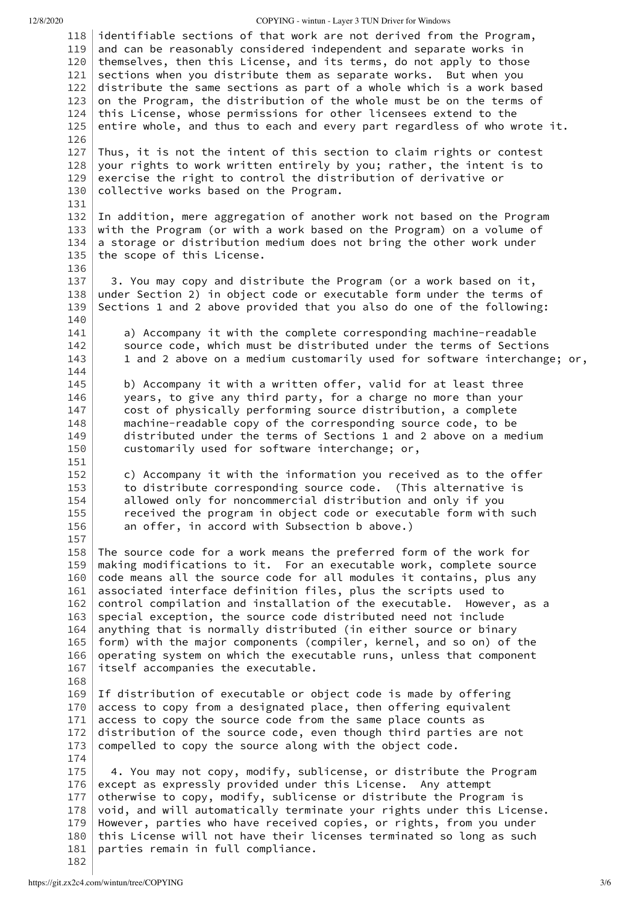identifiable sections of that work are not derived from the Program,
and can be reasonably considered independent and separate works in
themselves, then this License, and its terms, do not apply to those
sections when you distribute them as separate works. But when you
distribute the same sections as part of a whole which is a work based
on the Program, the distribution of the whole must be on the terms of
this License, whose permissions for other licensees extend to the
entire whole, and thus to each and every part regardless of who wrote it.

Thus, it is not the intent of this section to claim rights or contest
your rights to work written entirely by you; rather, the intent is to
exercise the right to control the distribution of derivative or
collective works based on the Program.

In addition, mere aggregation of another work not based on the Program
with the Program (or with a work based on the Program) on a volume of
a storage or distribution medium does not bring the other work under
the scope of this License.

3. You may copy and distribute the Program (or a work based on it,
under Section 2) in object code or executable form under the terms of
Sections 1 and 2 above provided that you also do one of the following:

a) Accompany it with the complete corresponding machine-readable
source code, which must be distributed under the terms of Sections
1 and 2 above on a medium customarily used for software interchange; or,

b) Accompany it with a written offer, valid for at least three
years, to give any third party, for a charge no more than your
cost of physically performing source distribution, a complete
machine-readable copy of the corresponding source code, to be
distributed under the terms of Sections 1 and 2 above on a medium
customarily used for software interchange; or,

c) Accompany it with the information you received as to the offer
to distribute corresponding source code. (This alternative is
allowed only for noncommercial distribution and only if you
received the program in object code or executable form with such
an offer, in accord with Subsection b above.)

The source code for a work means the preferred form of the work for
making modifications to it. For an executable work, complete source
code means all the source code for all modules it contains, plus any
associated interface definition files, plus the scripts used to
control compilation and installation of the executable. However, as a
special exception, the source code distributed need not include
anything that is normally distributed (in either source or binary
form) with the major components (compiler, kernel, and so on) of the
operating system on which the executable runs, unless that component
itself accompanies the executable.

If distribution of executable or object code is made by offering
access to copy from a designated place, then offering equivalent
access to copy the source code from the same place counts as
distribution of the source code, even though third parties are not
compelled to copy the source along with the object code.

4. You may not copy, modify, sublicense, or distribute the Program
except as expressly provided under this License. Any attempt
otherwise to copy, modify, sublicense or distribute the Program is
void, and will automatically terminate your rights under this License.
However, parties who have received copies, or rights, from you under
this License will not have their licenses terminated so long as such
parties remain in full compliance.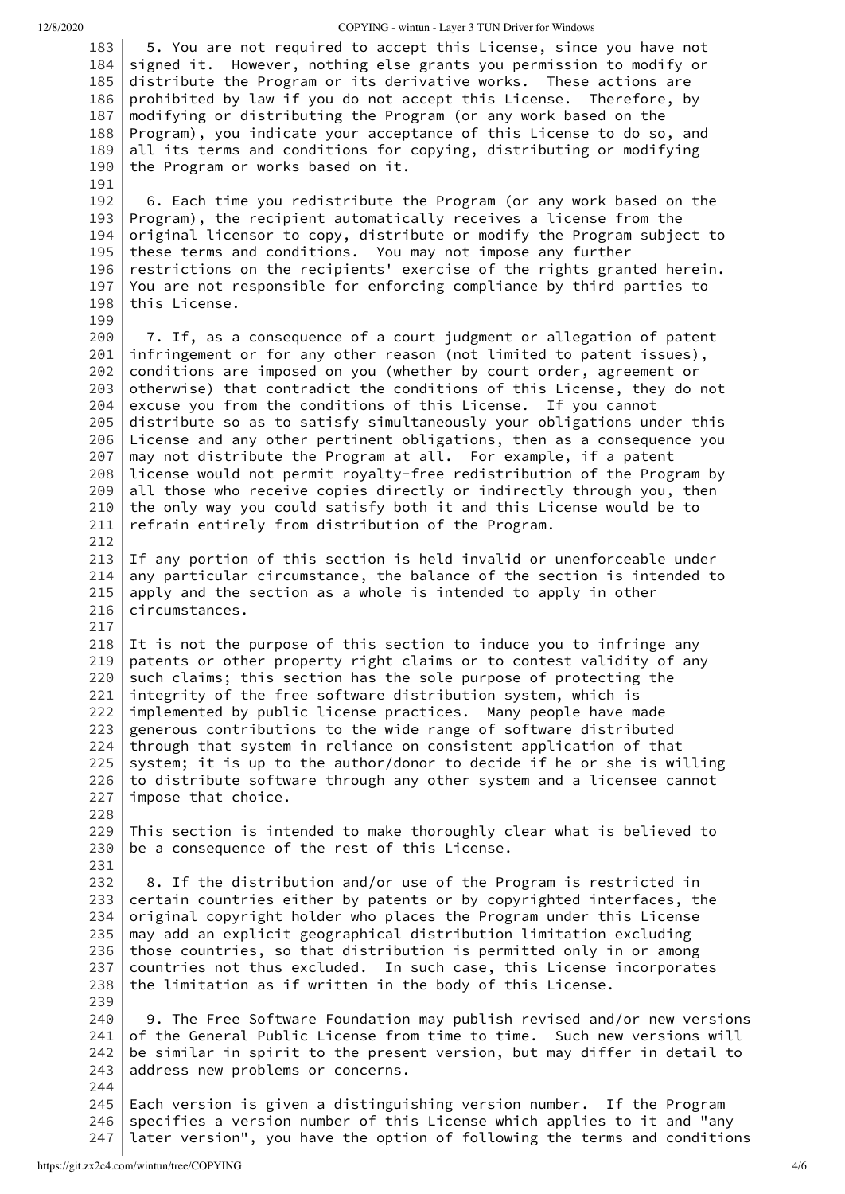5. You are not required to accept this License, since you have not signed it. However, nothing else grants you permission to modify or distribute the Program or its derivative works. These actions are prohibited by law if you do not accept this License. Therefore, by modifying or distributing the Program (or any work based on the Program), you indicate your acceptance of this License to do so, and all its terms and conditions for copying, distributing or modifying the Program or works based on it.

6. Each time you redistribute the Program (or any work based on the Program), the recipient automatically receives a license from the original licensor to copy, distribute or modify the Program subject to these terms and conditions. You may not impose any further restrictions on the recipients' exercise of the rights granted herein. You are not responsible for enforcing compliance by third parties to this License.

7. If, as a consequence of a court judgment or allegation of patent infringement or for any other reason (not limited to patent issues), conditions are imposed on you (whether by court order, agreement or otherwise) that contradict the conditions of this License, they do not excuse you from the conditions of this License. If you cannot distribute so as to satisfy simultaneously your obligations under this License and any other pertinent obligations, then as a consequence you may not distribute the Program at all. For example, if a patent license would not permit royalty-free redistribution of the Program by all those who receive copies directly or indirectly through you, then the only way you could satisfy both it and this License would be to refrain entirely from distribution of the Program.

If any portion of this section is held invalid or unenforceable under any particular circumstance, the balance of the section is intended to apply and the section as a whole is intended to apply in other circumstances.

It is not the purpose of this section to induce you to infringe any patents or other property right claims or to contest validity of any such claims; this section has the sole purpose of protecting the integrity of the free software distribution system, which is implemented by public license practices. Many people have made generous contributions to the wide range of software distributed through that system in reliance on consistent application of that system; it is up to the author/donor to decide if he or she is willing to distribute software through any other system and a licensee cannot impose that choice.

This section is intended to make thoroughly clear what is believed to be a consequence of the rest of this License.

8. If the distribution and/or use of the Program is restricted in certain countries either by patents or by copyrighted interfaces, the original copyright holder who places the Program under this License may add an explicit geographical distribution limitation excluding those countries, so that distribution is permitted only in or among countries not thus excluded. In such case, this License incorporates the limitation as if written in the body of this License.

9. The Free Software Foundation may publish revised and/or new versions of the General Public License from time to time. Such new versions will be similar in spirit to the present version, but may differ in detail to address new problems or concerns.

Each version is given a distinguishing version number. If the Program specifies a version number of this License which applies to it and "any later version", you have the option of following the terms and conditions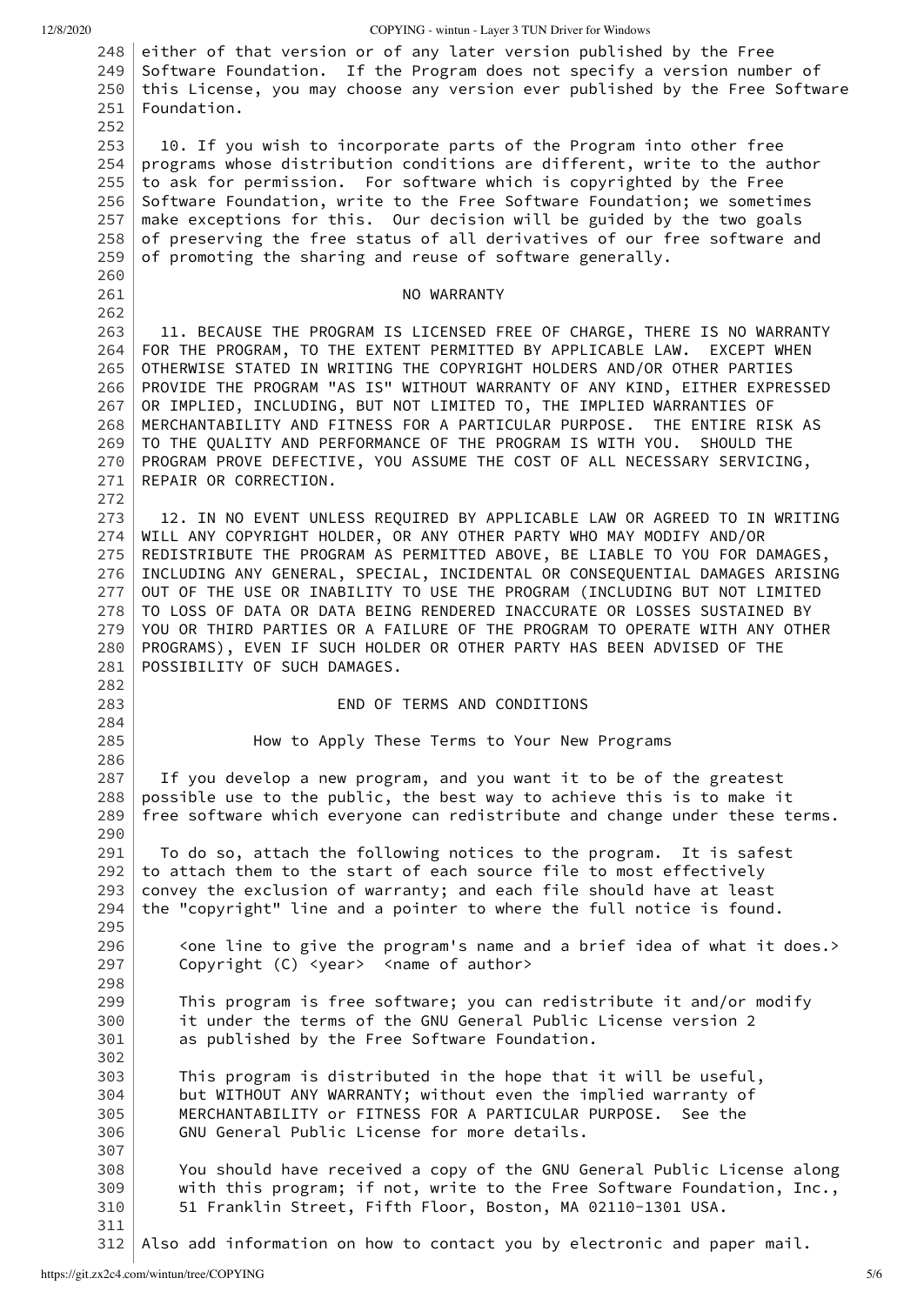either of that version or of any later version published by the Free Software Foundation. If the Program does not specify a version number of this License, you may choose any version ever published by the Free Software Foundation.

10. If you wish to incorporate parts of the Program into other free programs whose distribution conditions are different, write to the author to ask for permission. For software which is copyrighted by the Free Software Foundation, write to the Free Software Foundation; we sometimes make exceptions for this. Our decision will be guided by the two goals of preserving the free status of all derivatives of our free software and of promoting the sharing and reuse of software generally.

NO WARRANTY

11. BECAUSE THE PROGRAM IS LICENSED FREE OF CHARGE, THERE IS NO WARRANTY FOR THE PROGRAM, TO THE EXTENT PERMITTED BY APPLICABLE LAW. EXCEPT WHEN OTHERWISE STATED IN WRITING THE COPYRIGHT HOLDERS AND/OR OTHER PARTIES PROVIDE THE PROGRAM "AS IS" WITHOUT WARRANTY OF ANY KIND, EITHER EXPRESSED OR IMPLIED, INCLUDING, BUT NOT LIMITED TO, THE IMPLIED WARRANTIES OF MERCHANTABILITY AND FITNESS FOR A PARTICULAR PURPOSE. THE ENTIRE RISK AS TO THE QUALITY AND PERFORMANCE OF THE PROGRAM IS WITH YOU. SHOULD THE PROGRAM PROVE DEFECTIVE, YOU ASSUME THE COST OF ALL NECESSARY SERVICING, REPAIR OR CORRECTION.

12. IN NO EVENT UNLESS REQUIRED BY APPLICABLE LAW OR AGREED TO IN WRITING WILL ANY COPYRIGHT HOLDER, OR ANY OTHER PARTY WHO MAY MODIFY AND/OR REDISTRIBUTE THE PROGRAM AS PERMITTED ABOVE, BE LIABLE TO YOU FOR DAMAGES, INCLUDING ANY GENERAL, SPECIAL, INCIDENTAL OR CONSEQUENTIAL DAMAGES ARISING OUT OF THE USE OR INABILITY TO USE THE PROGRAM (INCLUDING BUT NOT LIMITED TO LOSS OF DATA OR DATA BEING RENDERED INACCURATE OR LOSSES SUSTAINED BY YOU OR THIRD PARTIES OR A FAILURE OF THE PROGRAM TO OPERATE WITH ANY OTHER PROGRAMS), EVEN IF SUCH HOLDER OR OTHER PARTY HAS BEEN ADVISED OF THE POSSIBILITY OF SUCH DAMAGES.

END OF TERMS AND CONDITIONS

How to Apply These Terms to Your New Programs

If you develop a new program, and you want it to be of the greatest possible use to the public, the best way to achieve this is to make it free software which everyone can redistribute and change under these terms.

To do so, attach the following notices to the program. It is safest to attach them to the start of each source file to most effectively convey the exclusion of warranty; and each file should have at least the "copyright" line and a pointer to where the full notice is found.

```
<one line to give the program's name and a brief idea of what it does.>
Copyright (C) <year>  <name of author>

This program is free software; you can redistribute it and/or modify
it under the terms of the GNU General Public License version 2
as published by the Free Software Foundation.

This program is distributed in the hope that it will be useful,
but WITHOUT ANY WARRANTY; without even the implied warranty of
MERCHANTABILITY or FITNESS FOR A PARTICULAR PURPOSE.  See the
GNU General Public License for more details.

You should have received a copy of the GNU General Public License along
with this program; if not, write to the Free Software Foundation, Inc.,
51 Franklin Street, Fifth Floor, Boston, MA 02110-1301 USA.
```

Also add information on how to contact you by electronic and paper mail.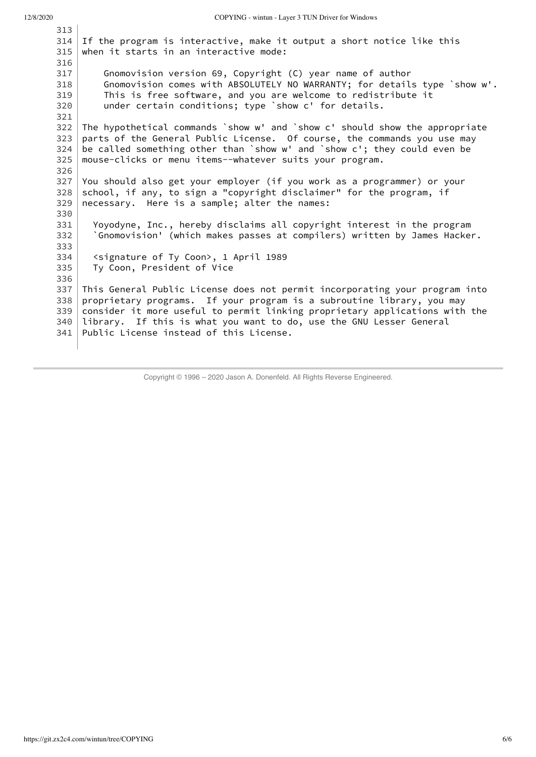If the program is interactive, make it output a short notice like this when it starts in an interactive mode:

```
    Gnomovision version 69, Copyright (C) year name of author
    Gnomovision comes with ABSOLUTELY NO WARRANTY; for details type `show w'.
    This is free software, and you are welcome to redistribute it
    under certain conditions; type `show c' for details.
```

The hypothetical commands `show w' and `show c' should show the appropriate parts of the General Public License. Of course, the commands you use may be called something other than `show w' and `show c'; they could even be mouse-clicks or menu items--whatever suits your program.

You should also get your employer (if you work as a programmer) or your school, if any, to sign a "copyright disclaimer" for the program, if necessary. Here is a sample; alter the names:

```
  Yoyodyne, Inc., hereby disclaims all copyright interest in the program
  `Gnomovision' (which makes passes at compilers) written by James Hacker.

  <signature of Ty Coon>, 1 April 1989
  Ty Coon, President of Vice
```

This General Public License does not permit incorporating your program into proprietary programs. If your program is a subroutine library, you may consider it more useful to permit linking proprietary applications with the library. If this is what you want to do, use the GNU Lesser General Public License instead of this License.

Copyright © 1996 – 2020 Jason A. Donenfeld. All Rights Reverse Engineered.